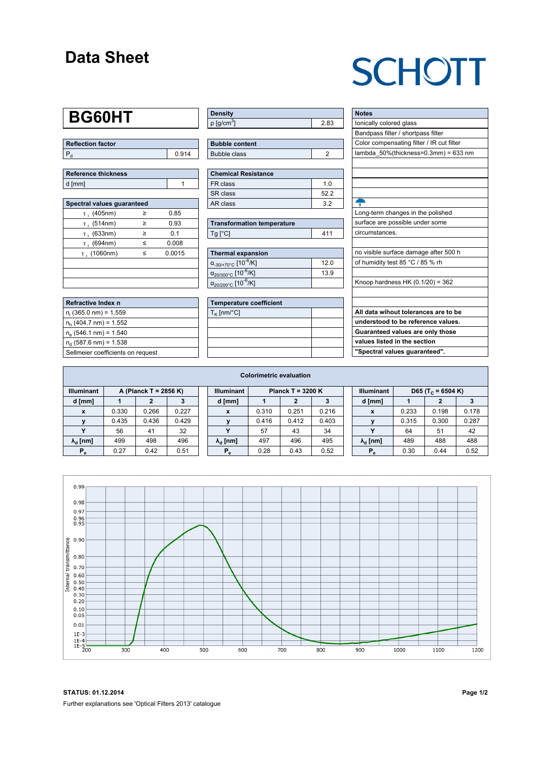# Data Sheet

SCHOTT

## BG60HT

| Reflection factor | |
|---|---|
| $P_d$ | 0.914 |

| Reference thickness | |
|---|---|
| d [mm] | 1 |

| Spectral values guaranteed | | |
|---|---|---|
| $\tau_i$ (405nm) | ≥ | 0.85 |
| $\tau_i$ (514nm) | ≥ | 0.93 |
| $\tau_i$ (633nm) | ≥ | 0.1 |
| $\tau_i$ (694nm) | ≤ | 0.008 |
| $\tau_i$ (1060nm) | ≤ | 0.0015 |

| Refractive Index n |
|---|
| $n_i$ (365.0 nm) = 1.559 |
| $n_h$ (404.7 nm) = 1.552 |
| $n_e$ (546.1 nm) = 1.540 |
| $n_d$ (587.6 nm) = 1.538 |
| Sellmeier coefficients on request |

| Density | |
|---|---|
| ρ [g/cm$^3$] | 2.83 |

| Bubble content | |
|---|---|
| Bubble class | 2 |

| Chemical Resistance | |
|---|---|
| FR class | 1.0 |
| SR class | 52.2 |
| AR class | 3.2 |

| Transformation temperature | |
|---|---|
| Tg [°C] | 411 |

| Thermal expansion | |
|---|---|
| $\alpha_{-30/+70°C}$ [$10^{-6}$/K] | 12.0 |
| $\alpha_{20/300°C}$ [$10^{-6}$/K] | 13.9 |
| $\alpha_{20/200°C}$ [$10^{-6}$/K] | |

| Temperature coefficient | |
|---|---|
| $T_K$ [nm/°C] | |

| Notes |
|---|
| Ionically colored glass |
| Bandpass filter / shortpass filter |
| Color compensating filter / IR cut filter |
| lambda_50%(thickness=0.3mm) = 633 nm |
| Long-term changes in the polished surface are possible under some circumstances. |
| no visible surface damage after 500 h of humidity test 85 °C / 85 % rh |
| Knoop hardness HK (0.1/20) = 362 |
| **All data wihout tolerances are to be understood to be reference values. Guaranteed values are only those values listed in the section "Spectral values guaranteed".** |

### Colorimetric evaluation

| Illuminant | A (Planck T = 2856 K) | | | Illuminant | Planck T = 3200 K | | | Illuminant | D65 ($T_C$ = 6504 K) | | |
|---|---|---|---|---|---|---|---|---|---|---|---|
| d [mm] | 1 | 2 | 3 | d [mm] | 1 | 2 | 3 | d [mm] | 1 | 2 | 3 |
| x | 0.330 | 0.266 | 0.227 | x | 0.310 | 0.251 | 0.216 | x | 0.233 | 0.198 | 0.178 |
| y | 0.435 | 0.436 | 0.429 | y | 0.416 | 0.412 | 0.403 | y | 0.315 | 0.300 | 0.287 |
| Y | 56 | 41 | 32 | Y | 57 | 43 | 34 | Y | 64 | 51 | 42 |
| $\lambda_d$ [nm] | 499 | 498 | 496 | $\lambda_d$ [nm] | 497 | 496 | 495 | $\lambda_d$ [nm] | 489 | 488 | 488 |
| $P_e$ | 0.27 | 0.42 | 0.51 | $P_e$ | 0.28 | 0.43 | 0.52 | $P_e$ | 0.30 | 0.44 | 0.52 |

**STATUS: 01.12.2014**

Further explanations see 'Optical Filters 2013' catalogue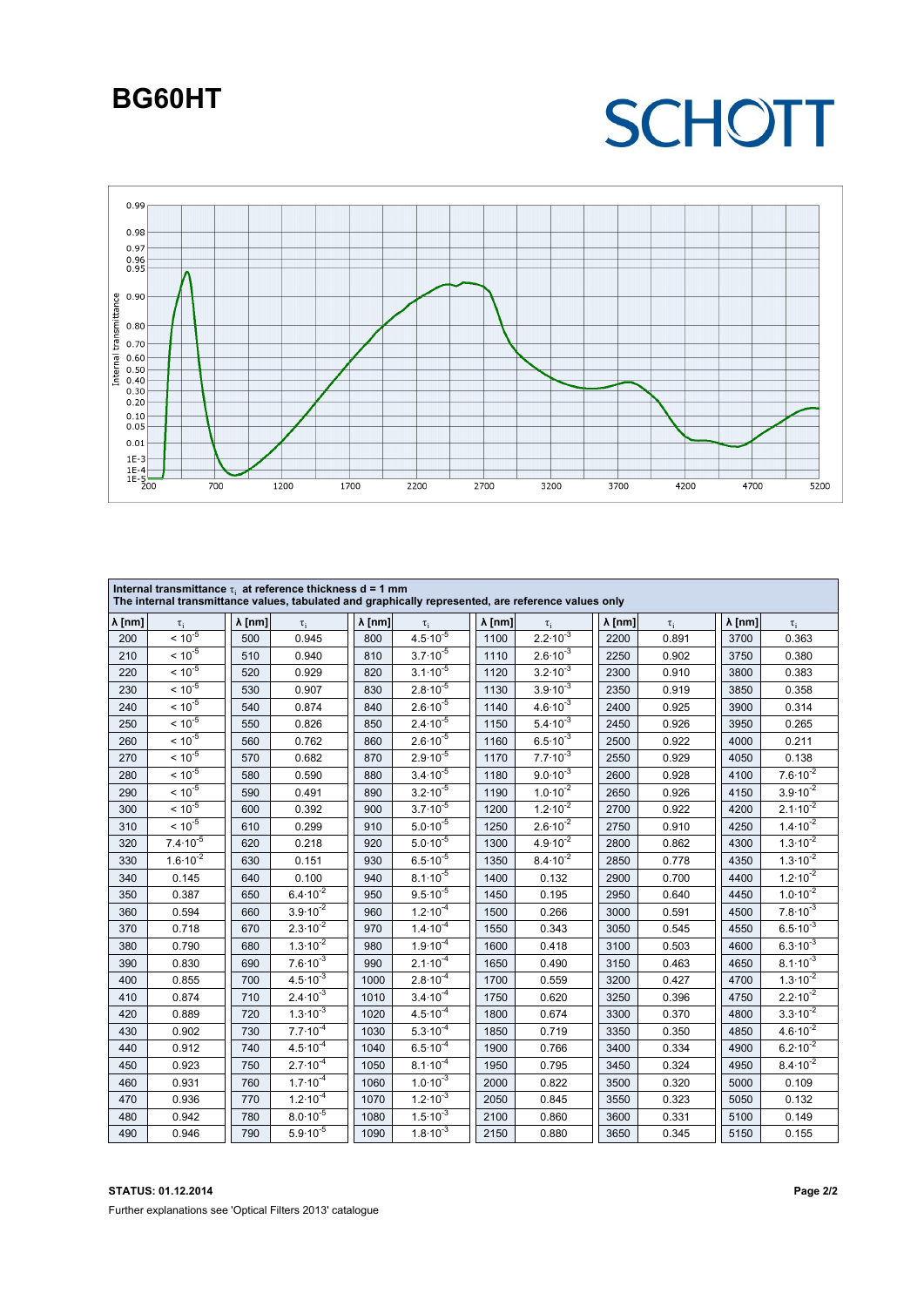# BG60HT

SCHOTT

0.99
0.98
0.97
0.96
0.95
0.90
0.80
0.70
0.60
0.50
0.40
0.30
0.20
0.10
0.05
0.01
1E-3
1E-4
1E-5

Internal transmittance

200 700 1200 1700 2200 2700 3200 3700 4200 4700 5200

**Internal transmittance $\tau_i$ at reference thickness d = 1 mm**
**The internal transmittance values, tabulated and graphically represented, are reference values only**

| λ [nm] | $\tau_i$ | λ [nm] | $\tau_i$ | λ [nm] | $\tau_i$ | λ [nm] | $\tau_i$ | λ [nm] | $\tau_i$ | λ [nm] | $\tau_i$ |
|---|---|---|---|---|---|---|---|---|---|---|---|
| 200 | $< 10^{-5}$ | 500 | 0.945 | 800 | $4.5 \cdot 10^{-5}$ | 1100 | $2.2 \cdot 10^{-3}$ | 2200 | 0.891 | 3700 | 0.363 |
| 210 | $< 10^{-5}$ | 510 | 0.940 | 810 | $3.7 \cdot 10^{-5}$ | 1110 | $2.6 \cdot 10^{-3}$ | 2250 | 0.902 | 3750 | 0.380 |
| 220 | $< 10^{-5}$ | 520 | 0.929 | 820 | $3.1 \cdot 10^{-5}$ | 1120 | $3.2 \cdot 10^{-3}$ | 2300 | 0.910 | 3800 | 0.383 |
| 230 | $< 10^{-5}$ | 530 | 0.907 | 830 | $2.8 \cdot 10^{-5}$ | 1130 | $3.9 \cdot 10^{-3}$ | 2350 | 0.919 | 3850 | 0.358 |
| 240 | $< 10^{-5}$ | 540 | 0.874 | 840 | $2.6 \cdot 10^{-5}$ | 1140 | $4.6 \cdot 10^{-3}$ | 2400 | 0.925 | 3900 | 0.314 |
| 250 | $< 10^{-5}$ | 550 | 0.826 | 850 | $2.4 \cdot 10^{-5}$ | 1150 | $5.4 \cdot 10^{-3}$ | 2450 | 0.926 | 3950 | 0.265 |
| 260 | $< 10^{-5}$ | 560 | 0.762 | 860 | $2.6 \cdot 10^{-5}$ | 1160 | $6.5 \cdot 10^{-3}$ | 2500 | 0.922 | 4000 | 0.211 |
| 270 | $< 10^{-5}$ | 570 | 0.682 | 870 | $2.9 \cdot 10^{-5}$ | 1170 | $7.7 \cdot 10^{-3}$ | 2550 | 0.929 | 4050 | 0.138 |
| 280 | $< 10^{-5}$ | 580 | 0.590 | 880 | $3.4 \cdot 10^{-5}$ | 1180 | $9.0 \cdot 10^{-3}$ | 2600 | 0.928 | 4100 | $7.6 \cdot 10^{-2}$ |
| 290 | $< 10^{-5}$ | 590 | 0.491 | 890 | $3.2 \cdot 10^{-5}$ | 1190 | $1.0 \cdot 10^{-2}$ | 2650 | 0.926 | 4150 | $3.9 \cdot 10^{-2}$ |
| 300 | $< 10^{-5}$ | 600 | 0.392 | 900 | $3.7 \cdot 10^{-5}$ | 1200 | $1.2 \cdot 10^{-2}$ | 2700 | 0.922 | 4200 | $2.1 \cdot 10^{-2}$ |
| 310 | $< 10^{-5}$ | 610 | 0.299 | 910 | $5.0 \cdot 10^{-5}$ | 1250 | $2.6 \cdot 10^{-2}$ | 2750 | 0.910 | 4250 | $1.4 \cdot 10^{-2}$ |
| 320 | $7.4 \cdot 10^{-5}$ | 620 | 0.218 | 920 | $5.0 \cdot 10^{-5}$ | 1300 | $4.9 \cdot 10^{-2}$ | 2800 | 0.862 | 4300 | $1.3 \cdot 10^{-2}$ |
| 330 | $1.6 \cdot 10^{-2}$ | 630 | 0.151 | 930 | $6.5 \cdot 10^{-5}$ | 1350 | $8.4 \cdot 10^{-2}$ | 2850 | 0.778 | 4350 | $1.3 \cdot 10^{-2}$ |
| 340 | 0.145 | 640 | 0.100 | 940 | $8.1 \cdot 10^{-5}$ | 1400 | 0.132 | 2900 | 0.700 | 4400 | $1.2 \cdot 10^{-2}$ |
| 350 | 0.387 | 650 | $6.4 \cdot 10^{-2}$ | 950 | $9.5 \cdot 10^{-5}$ | 1450 | 0.195 | 2950 | 0.640 | 4450 | $1.0 \cdot 10^{-2}$ |
| 360 | 0.594 | 660 | $3.9 \cdot 10^{-2}$ | 960 | $1.2 \cdot 10^{-4}$ | 1500 | 0.266 | 3000 | 0.591 | 4500 | $7.8 \cdot 10^{-3}$ |
| 370 | 0.718 | 670 | $2.3 \cdot 10^{-2}$ | 970 | $1.4 \cdot 10^{-4}$ | 1550 | 0.343 | 3050 | 0.545 | 4550 | $6.5 \cdot 10^{-3}$ |
| 380 | 0.790 | 680 | $1.3 \cdot 10^{-2}$ | 980 | $1.9 \cdot 10^{-4}$ | 1600 | 0.418 | 3100 | 0.503 | 4600 | $6.3 \cdot 10^{-3}$ |
| 390 | 0.830 | 690 | $7.6 \cdot 10^{-3}$ | 990 | $2.1 \cdot 10^{-4}$ | 1650 | 0.490 | 3150 | 0.463 | 4650 | $8.1 \cdot 10^{-3}$ |
| 400 | 0.855 | 700 | $4.5 \cdot 10^{-3}$ | 1000 | $2.8 \cdot 10^{-4}$ | 1700 | 0.559 | 3200 | 0.427 | 4700 | $1.3 \cdot 10^{-2}$ |
| 410 | 0.874 | 710 | $2.4 \cdot 10^{-3}$ | 1010 | $3.4 \cdot 10^{-4}$ | 1750 | 0.620 | 3250 | 0.396 | 4750 | $2.2 \cdot 10^{-2}$ |
| 420 | 0.889 | 720 | $1.3 \cdot 10^{-3}$ | 1020 | $4.5 \cdot 10^{-4}$ | 1800 | 0.674 | 3300 | 0.370 | 4800 | $3.3 \cdot 10^{-2}$ |
| 430 | 0.902 | 730 | $7.7 \cdot 10^{-4}$ | 1030 | $5.3 \cdot 10^{-4}$ | 1850 | 0.719 | 3350 | 0.350 | 4850 | $4.6 \cdot 10^{-2}$ |
| 440 | 0.912 | 740 | $4.5 \cdot 10^{-4}$ | 1040 | $6.5 \cdot 10^{-4}$ | 1900 | 0.766 | 3400 | 0.334 | 4900 | $6.2 \cdot 10^{-2}$ |
| 450 | 0.923 | 750 | $2.7 \cdot 10^{-4}$ | 1050 | $8.1 \cdot 10^{-4}$ | 1950 | 0.795 | 3450 | 0.324 | 4950 | $8.4 \cdot 10^{-2}$ |
| 460 | 0.931 | 760 | $1.7 \cdot 10^{-4}$ | 1060 | $1.0 \cdot 10^{-3}$ | 2000 | 0.822 | 3500 | 0.320 | 5000 | 0.109 |
| 470 | 0.936 | 770 | $1.2 \cdot 10^{-4}$ | 1070 | $1.2 \cdot 10^{-3}$ | 2050 | 0.845 | 3550 | 0.323 | 5050 | 0.132 |
| 480 | 0.942 | 780 | $8.0 \cdot 10^{-5}$ | 1080 | $1.5 \cdot 10^{-3}$ | 2100 | 0.860 | 3600 | 0.331 | 5100 | 0.149 |
| 490 | 0.946 | 790 | $5.9 \cdot 10^{-5}$ | 1090 | $1.8 \cdot 10^{-3}$ | 2150 | 0.880 | 3650 | 0.345 | 5150 | 0.155 |

**STATUS: 01.12.2014**

Further explanations see 'Optical Filters 2013' catalogue